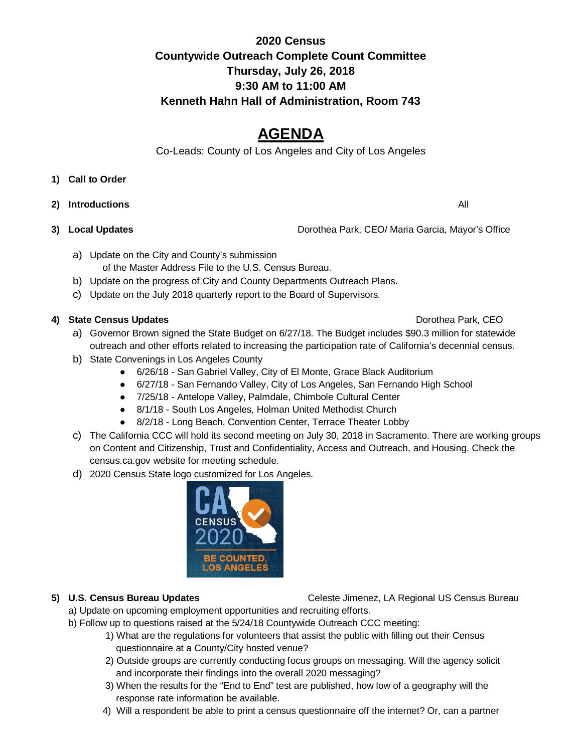**2020 Census**
**Countywide Outreach Complete Count Committee**
**Thursday, July 26, 2018**
**9:30 AM to 11:00 AM**
**Kenneth Hahn Hall of Administration, Room 743**

# AGENDA

Co-Leads: County of Los Angeles and City of Los Angeles

1) **Call to Order**

2) **Introductions** — All

3) **Local Updates** — Dorothea Park, CEO/ Maria Garcia, Mayor's Office

   a) Update on the City and County's submission of the Master Address File to the U.S. Census Bureau.
   b) Update on the progress of City and County Departments Outreach Plans.
   c) Update on the July 2018 quarterly report to the Board of Supervisors.

4) **State Census Updates** — Dorothea Park, CEO

   a) Governor Brown signed the State Budget on 6/27/18. The Budget includes $90.3 million for statewide outreach and other efforts related to increasing the participation rate of California's decennial census.
   b) State Convenings in Los Angeles County
      - 6/26/18 - San Gabriel Valley, City of El Monte, Grace Black Auditorium
      - 6/27/18 - San Fernando Valley, City of Los Angeles, San Fernando High School
      - 7/25/18 - Antelope Valley, Palmdale, Chimbole Cultural Center
      - 8/1/18 - South Los Angeles, Holman United Methodist Church
      - 8/2/18 - Long Beach, Convention Center, Terrace Theater Lobby
   c) The California CCC will hold its second meeting on July 30, 2018 in Sacramento. There are working groups on Content and Citizenship, Trust and Confidentiality, Access and Outreach, and Housing. Check the census.ca.gov website for meeting schedule.
   d) 2020 Census State logo customized for Los Angeles.

5) **U.S. Census Bureau Updates** — Celeste Jimenez, LA Regional US Census Bureau

   a) Update on upcoming employment opportunities and recruiting efforts.
   b) Follow up to questions raised at the 5/24/18 Countywide Outreach CCC meeting:
      1) What are the regulations for volunteers that assist the public with filling out their Census questionnaire at a County/City hosted venue?
      2) Outside groups are currently conducting focus groups on messaging. Will the agency solicit and incorporate their findings into the overall 2020 messaging?
      3) When the results for the "End to End" test are published, how low of a geography will the response rate information be available.
      4) Will a respondent be able to print a census questionnaire off the internet? Or, can a partner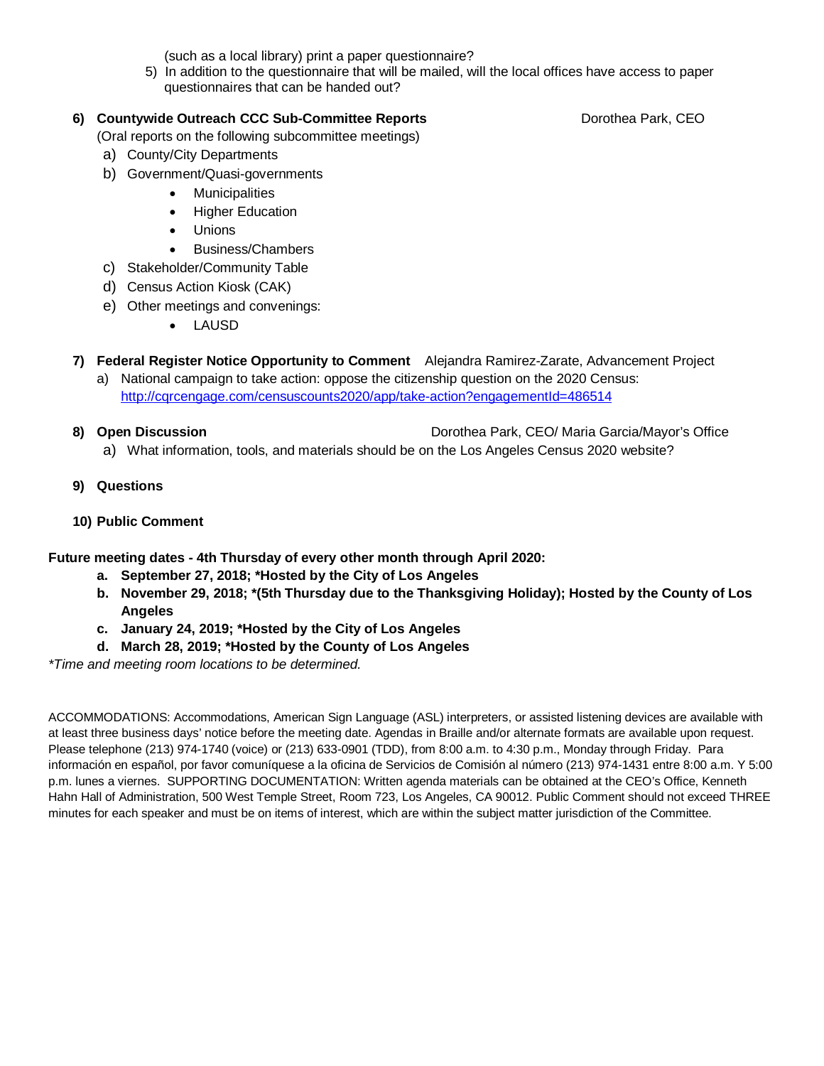(such as a local library) print a paper questionnaire?

5) In addition to the questionnaire that will be mailed, will the local offices have access to paper questionnaires that can be handed out?

**6) Countywide Outreach CCC Sub-Committee Reports** Dorothea Park, CEO

(Oral reports on the following subcommittee meetings)

a) County/City Departments
b) Government/Quasi-governments
   - Municipalities
   - Higher Education
   - Unions
   - Business/Chambers
c) Stakeholder/Community Table
d) Census Action Kiosk (CAK)
e) Other meetings and convenings:
   - LAUSD

**7) Federal Register Notice Opportunity to Comment** Alejandra Ramirez-Zarate, Advancement Project

a) National campaign to take action: oppose the citizenship question on the 2020 Census: [http://cqrcengage.com/censuscounts2020/app/take-action?engagementId=486514](http://cqrcengage.com/censuscounts2020/app/take-action?engagementId=486514)

**8) Open Discussion** Dorothea Park, CEO/ Maria Garcia/Mayor's Office

a) What information, tools, and materials should be on the Los Angeles Census 2020 website?

**9) Questions**

**10) Public Comment**

**Future meeting dates - 4th Thursday of every other month through April 2020:**

a. **September 27, 2018; *Hosted by the City of Los Angeles**
b. **November 29, 2018; *(5th Thursday due to the Thanksgiving Holiday); Hosted by the County of Los Angeles**
c. **January 24, 2019; *Hosted by the City of Los Angeles**
d. **March 28, 2019; *Hosted by the County of Los Angeles**

*\*Time and meeting room locations to be determined.*

ACCOMMODATIONS: Accommodations, American Sign Language (ASL) interpreters, or assisted listening devices are available with at least three business days' notice before the meeting date. Agendas in Braille and/or alternate formats are available upon request. Please telephone (213) 974-1740 (voice) or (213) 633-0901 (TDD), from 8:00 a.m. to 4:30 p.m., Monday through Friday. Para información en español, por favor comuníquese a la oficina de Servicios de Comisión al número (213) 974-1431 entre 8:00 a.m. Y 5:00 p.m. lunes a viernes. SUPPORTING DOCUMENTATION: Written agenda materials can be obtained at the CEO's Office, Kenneth Hahn Hall of Administration, 500 West Temple Street, Room 723, Los Angeles, CA 90012. Public Comment should not exceed THREE minutes for each speaker and must be on items of interest, which are within the subject matter jurisdiction of the Committee.